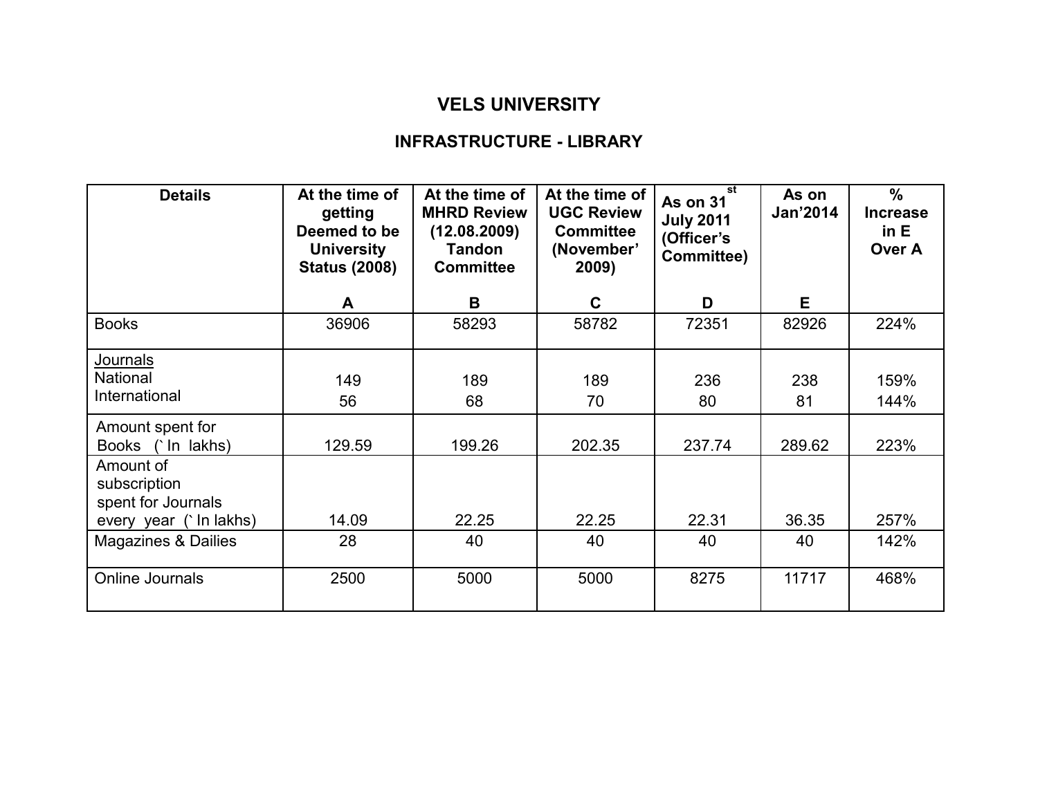# VELS UNIVERSITY

## INFRASTRUCTURE - LIBRARY

| Details | At the time of getting Deemed to be University Status (2008)<br><br>A | At the time of MHRD Review (12.08.2009) Tandon Committee<br><br>B | At the time of UGC Review Committee (November' 2009)<br><br>C | As on 31st July 2011 (Officer's Committee)<br><br>D | As on Jan'2014<br><br>E | % Increase in E Over A |
|---|---|---|---|---|---|---|
| Books | 36906 | 58293 | 58782 | 72351 | 82926 | 224% |
| Journals<br>National<br>International | <br>149<br>56 | <br>189<br>68 | <br>189<br>70 | <br>236<br>80 | <br>238<br>81 | <br>159%<br>144% |
| Amount spent for Books (` In lakhs) | 129.59 | 199.26 | 202.35 | 237.74 | 289.62 | 223% |
| Amount of subscription spent for Journals every year (` In lakhs) | 14.09 | 22.25 | 22.25 | 22.31 | 36.35 | 257% |
| Magazines & Dailies | 28 | 40 | 40 | 40 | 40 | 142% |
| Online Journals | 2500 | 5000 | 5000 | 8275 | 11717 | 468% |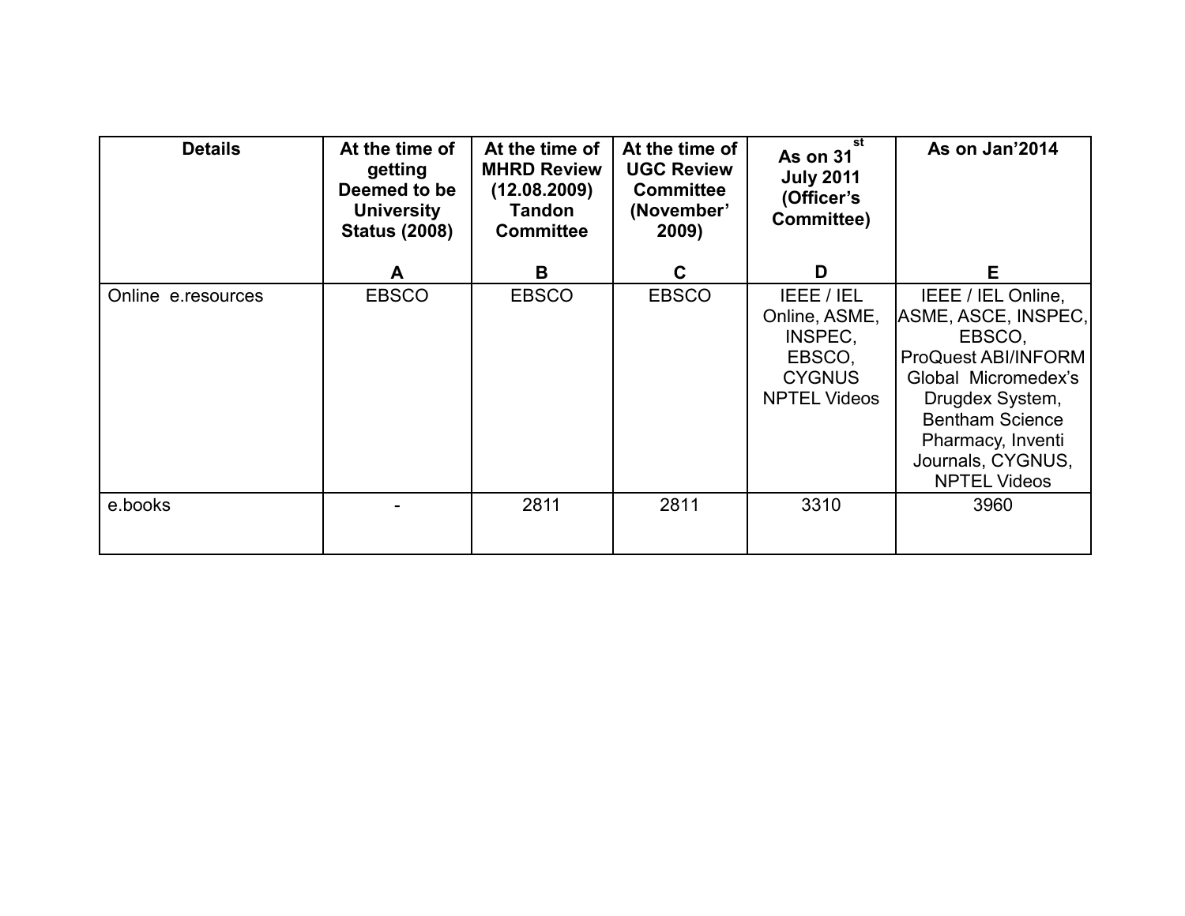| Details | At the time of getting Deemed to be University Status (2008)<br><br>A | At the time of MHRD Review (12.08.2009) Tandon Committee<br><br>B | At the time of UGC Review Committee (November' 2009)<br><br>C | As on 31st July 2011 (Officer's Committee)<br><br>D | As on Jan'2014<br><br>E |
|---|---|---|---|---|---|
| Online e.resources | EBSCO | EBSCO | EBSCO | IEEE / IEL Online, ASME, INSPEC, EBSCO, CYGNUS NPTEL Videos | IEEE / IEL Online, ASME, ASCE, INSPEC, EBSCO, ProQuest ABI/INFORM Global Micromedex's Drugdex System, Bentham Science Pharmacy, Inventi Journals, CYGNUS, NPTEL Videos |
| e.books | - | 2811 | 2811 | 3310 | 3960 |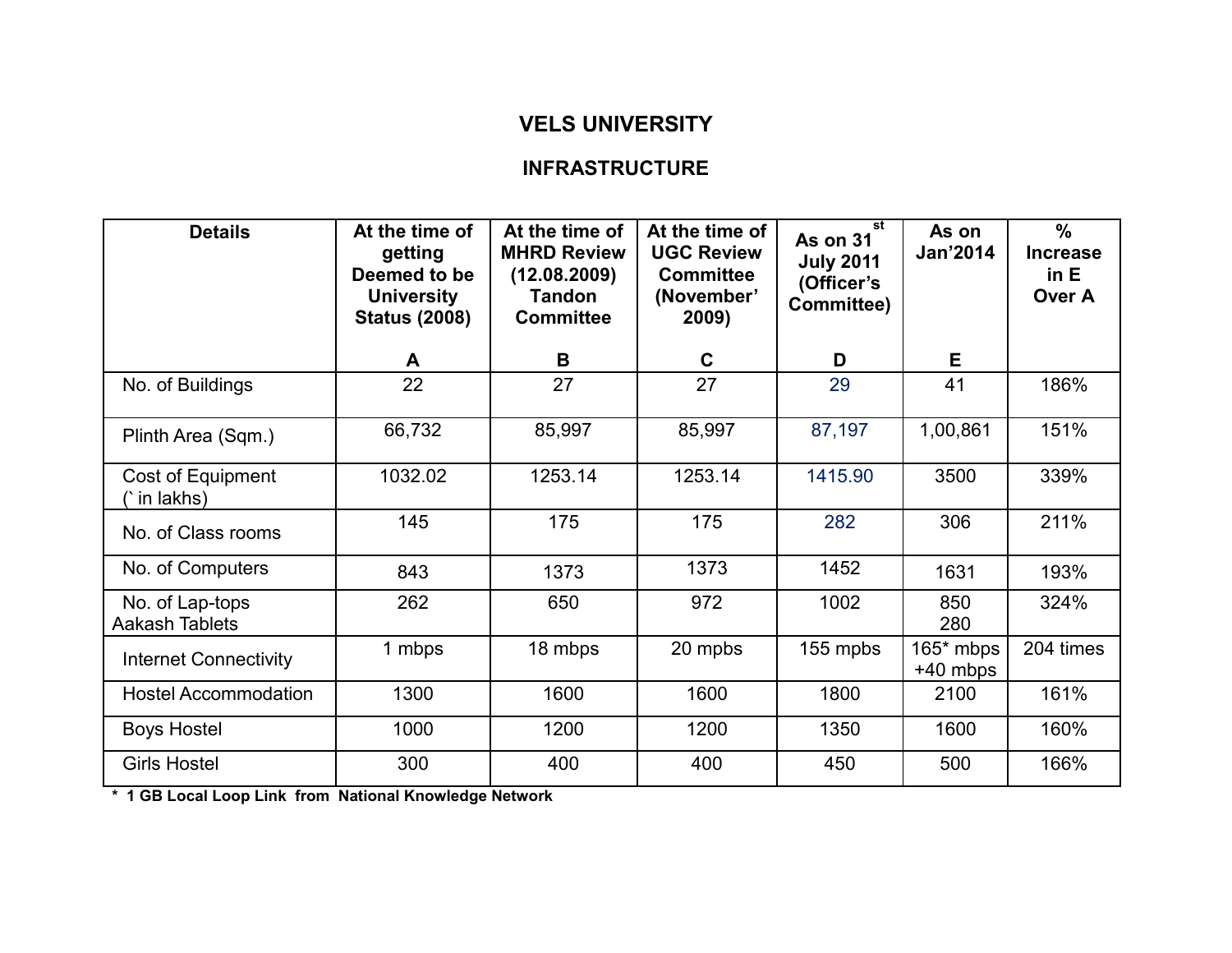# VELS UNIVERSITY

## INFRASTRUCTURE

| Details | At the time of getting Deemed to be University Status (2008)<br>A | At the time of MHRD Review (12.08.2009) Tandon Committee<br>B | At the time of UGC Review Committee (November' 2009)<br>C | As on 31st July 2011 (Officer's Committee)<br>D | As on Jan'2014<br>E | % Increase in E Over A |
|---|---|---|---|---|---|---|
| No. of Buildings | 22 | 27 | 27 | 29 | 41 | 186% |
| Plinth Area (Sqm.) | 66,732 | 85,997 | 85,997 | 87,197 | 1,00,861 | 151% |
| Cost of Equipment (` in lakhs) | 1032.02 | 1253.14 | 1253.14 | 1415.90 | 3500 | 339% |
| No. of Class rooms | 145 | 175 | 175 | 282 | 306 | 211% |
| No. of Computers | 843 | 1373 | 1373 | 1452 | 1631 | 193% |
| No. of Lap-tops<br>Aakash Tablets | 262 | 650 | 972 | 1002 | 850<br>280 | 324% |
| Internet Connectivity | 1 mbps | 18 mbps | 20 mpbs | 155 mpbs | 165* mbps +40 mbps | 204 times |
| Hostel Accommodation | 1300 | 1600 | 1600 | 1800 | 2100 | 161% |
| Boys Hostel | 1000 | 1200 | 1200 | 1350 | 1600 | 160% |
| Girls Hostel | 300 | 400 | 400 | 450 | 500 | 166% |

**\* 1 GB Local Loop Link from National Knowledge Network**